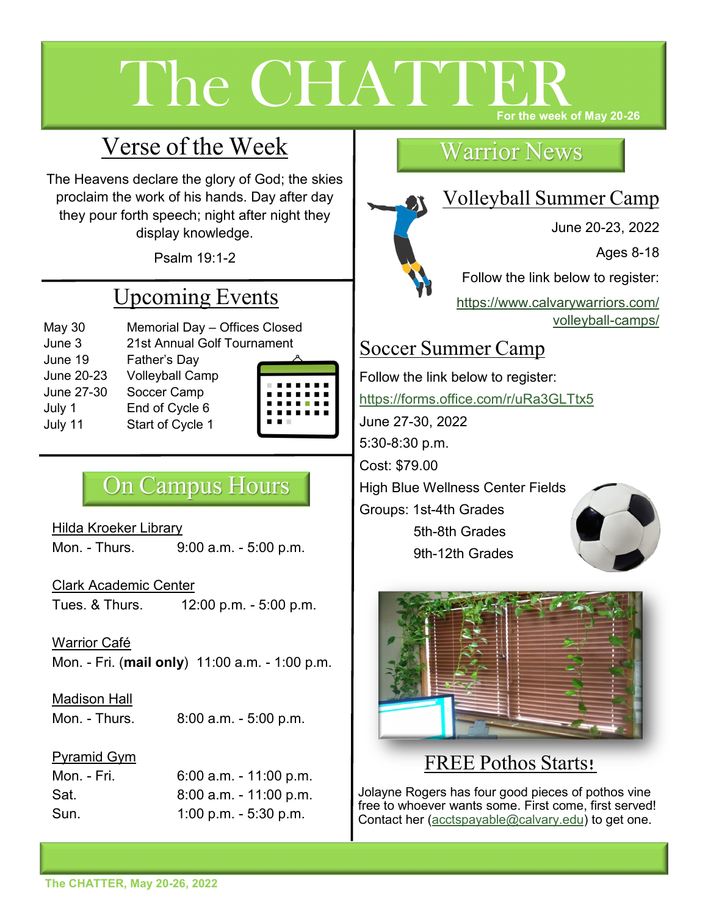# The CHATTER

For the week of May 20-26

## Verse of the Week

The Heavens declare the glory of God; the skies proclaim the work of his hands. Day after day they pour forth speech; night after night they display knowledge.

Psalm 19:1-2

## Upcoming Events

| | |
|---|---|
| May 30 | Memorial Day – Offices Closed |
| June 3 | 21st Annual Golf Tournament |
| June 19 | Father's Day |
| June 20-23 | Volleyball Camp |
| June 27-30 | Soccer Camp |
| July 1 | End of Cycle 6 |
| July 11 | Start of Cycle 1 |

## On Campus Hours

Hilda Kroeker Library
Mon. - Thurs. 9:00 a.m. - 5:00 p.m.

Clark Academic Center
Tues. & Thurs. 12:00 p.m. - 5:00 p.m.

Warrior Café
Mon. - Fri. (**mail only**) 11:00 a.m. - 1:00 p.m.

Madison Hall
Mon. - Thurs. 8:00 a.m. - 5:00 p.m.

Pyramid Gym
Mon. - Fri. 6:00 a.m. - 11:00 p.m.
Sat. 8:00 a.m. - 11:00 p.m.
Sun. 1:00 p.m. - 5:30 p.m.

## Warrior News

### Volleyball Summer Camp

June 20-23, 2022

Ages 8-18

Follow the link below to register:

https://www.calvarywarriors.com/volleyball-camps/

### Soccer Summer Camp

Follow the link below to register:

https://forms.office.com/r/uRa3GLTtx5

June 27-30, 2022

5:30-8:30 p.m.

Cost: $79.00

High Blue Wellness Center Fields

Groups: 1st-4th Grades
5th-8th Grades
9th-12th Grades

### FREE Pothos Starts!

Jolayne Rogers has four good pieces of pothos vine free to whoever wants some. First come, first served! Contact her (acctspayable@calvary.edu) to get one.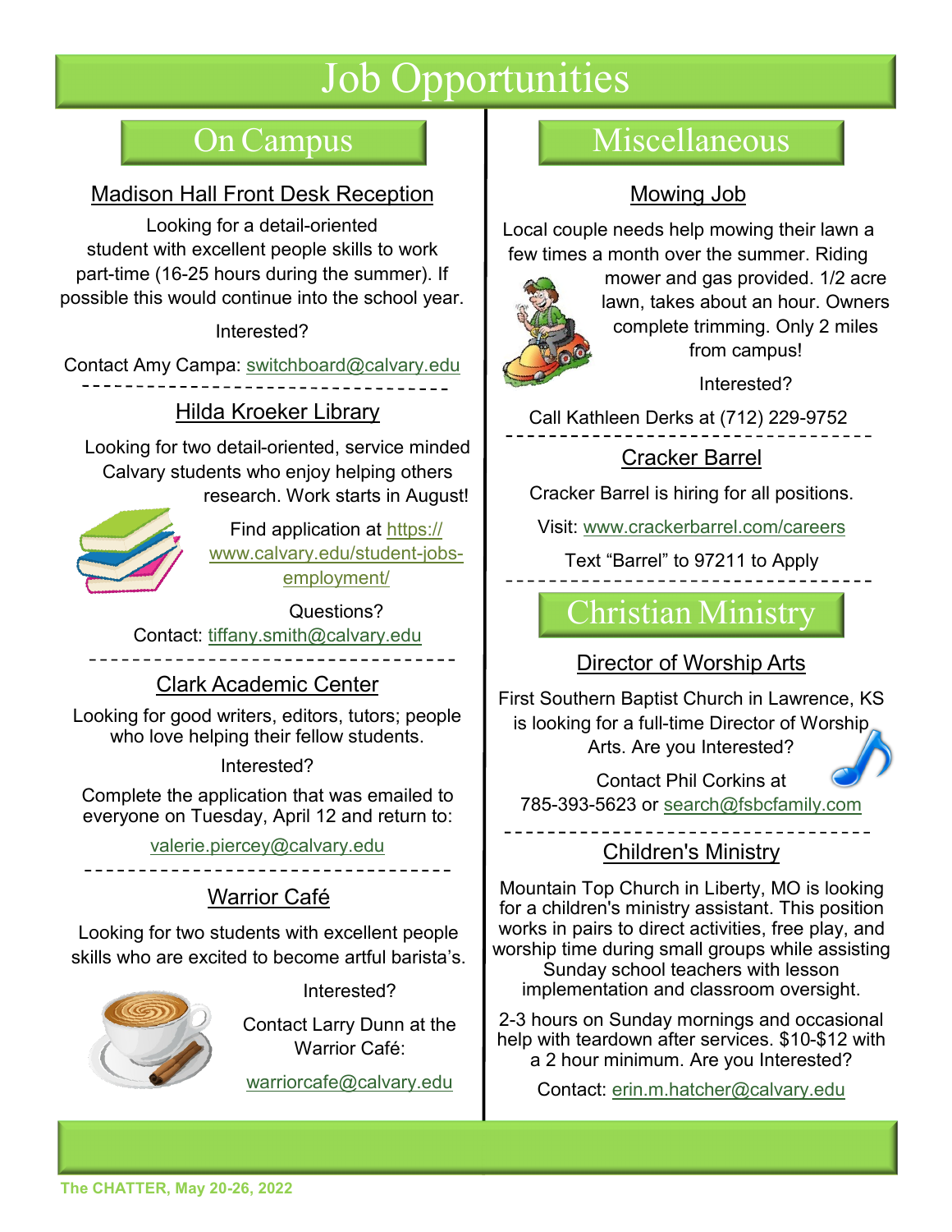# Job Opportunities

## On Campus

### Madison Hall Front Desk Reception

Looking for a detail-oriented student with excellent people skills to work part-time (16-25 hours during the summer). If possible this would continue into the school year.

Interested?

Contact Amy Campa: switchboard@calvary.edu

---

### Hilda Kroeker Library

Looking for two detail-oriented, service minded Calvary students who enjoy helping others research. Work starts in August!

Find application at https://www.calvary.edu/student-jobs-employment/

Questions?

Contact: tiffany.smith@calvary.edu

---

### Clark Academic Center

Looking for good writers, editors, tutors; people who love helping their fellow students.

Interested?

Complete the application that was emailed to everyone on Tuesday, April 12 and return to:

valerie.piercey@calvary.edu

---

### Warrior Café

Looking for two students with excellent people skills who are excited to become artful barista's.

Interested?

Contact Larry Dunn at the Warrior Café:

warriorcafe@calvary.edu

## Miscellaneous

### Mowing Job

Local couple needs help mowing their lawn a few times a month over the summer. Riding mower and gas provided. 1/2 acre lawn, takes about an hour. Owners complete trimming. Only 2 miles from campus!

Interested?

Call Kathleen Derks at (712) 229-9752

---

### Cracker Barrel

Cracker Barrel is hiring for all positions.

Visit: www.crackerbarrel.com/careers

Text "Barrel" to 97211 to Apply

## Christian Ministry

### Director of Worship Arts

First Southern Baptist Church in Lawrence, KS is looking for a full-time Director of Worship Arts. Are you Interested?

Contact Phil Corkins at 785-393-5623 or search@fsbcfamily.com

---

### Children's Ministry

Mountain Top Church in Liberty, MO is looking for a children's ministry assistant. This position works in pairs to direct activities, free play, and worship time during small groups while assisting Sunday school teachers with lesson implementation and classroom oversight.

2-3 hours on Sunday mornings and occasional help with teardown after services. $10-$12 with a 2 hour minimum. Are you Interested?

Contact: erin.m.hatcher@calvary.edu

**The CHATTER, May 20-26, 2022**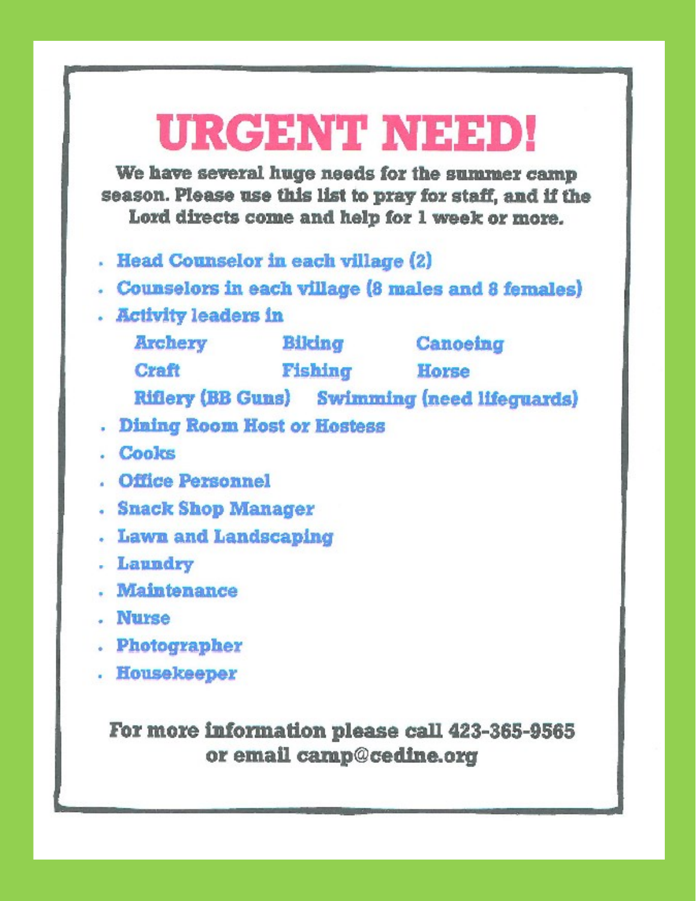# URGENT NEED!

**We have several huge needs for the summer camp season. Please use this list to pray for staff, and if the Lord directs come and help for 1 week or more.**

- Head Counselor in each village (2)
- Counselors in each village (8 males and 8 females)
- Activity leaders in
  - Archery
  - Biking
  - Canoeing
  - Craft
  - Fishing
  - Horse
  - Riflery (BB Guns)
  - Swimming (need lifeguards)
- Dining Room Host or Hostess
- Cooks
- Office Personnel
- Snack Shop Manager
- Lawn and Landscaping
- Laundry
- Maintenance
- Nurse
- Photographer
- Housekeeper

**For more information please call 423-365-9565 or email camp@cedine.org**